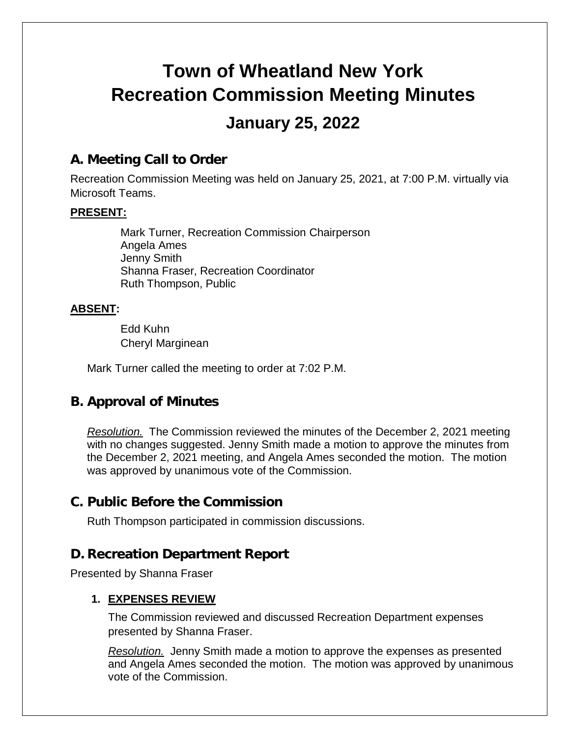# Town of Wheatland New York
# Recreation Commission Meeting Minutes
## January 25, 2022

## A. Meeting Call to Order

Recreation Commission Meeting was held on January 25, 2021, at 7:00 P.M. virtually via Microsoft Teams.

**PRESENT:**

Mark Turner, Recreation Commission Chairperson
Angela Ames
Jenny Smith
Shanna Fraser, Recreation Coordinator
Ruth Thompson, Public

**ABSENT:**

Edd Kuhn
Cheryl Marginean

Mark Turner called the meeting to order at 7:02 P.M.

## B. Approval of Minutes

*Resolution.* The Commission reviewed the minutes of the December 2, 2021 meeting with no changes suggested. Jenny Smith made a motion to approve the minutes from the December 2, 2021 meeting, and Angela Ames seconded the motion. The motion was approved by unanimous vote of the Commission.

## C. Public Before the Commission

Ruth Thompson participated in commission discussions.

## D. Recreation Department Report

Presented by Shanna Fraser

### 1. EXPENSES REVIEW

The Commission reviewed and discussed Recreation Department expenses presented by Shanna Fraser.

*Resolution.* Jenny Smith made a motion to approve the expenses as presented and Angela Ames seconded the motion. The motion was approved by unanimous vote of the Commission.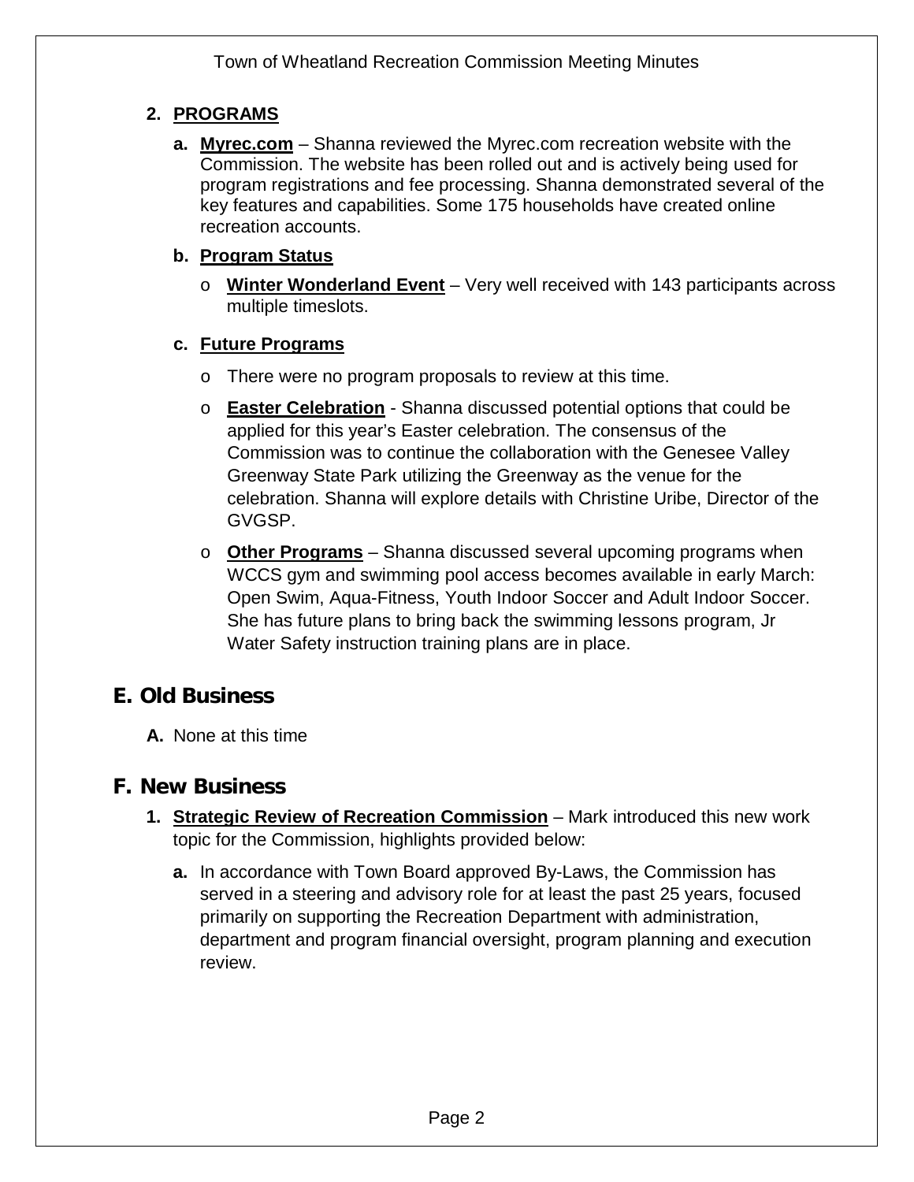**2. PROGRAMS**

**a. Myrec.com** – Shanna reviewed the Myrec.com recreation website with the Commission. The website has been rolled out and is actively being used for program registrations and fee processing. Shanna demonstrated several of the key features and capabilities. Some 175 households have created online recreation accounts.

**b. Program Status**

- **Winter Wonderland Event** – Very well received with 143 participants across multiple timeslots.

**c. Future Programs**

- There were no program proposals to review at this time.
- **Easter Celebration** - Shanna discussed potential options that could be applied for this year's Easter celebration. The consensus of the Commission was to continue the collaboration with the Genesee Valley Greenway State Park utilizing the Greenway as the venue for the celebration. Shanna will explore details with Christine Uribe, Director of the GVGSP.
- **Other Programs** – Shanna discussed several upcoming programs when WCCS gym and swimming pool access becomes available in early March: Open Swim, Aqua-Fitness, Youth Indoor Soccer and Adult Indoor Soccer. She has future plans to bring back the swimming lessons program, Jr Water Safety instruction training plans are in place.

## E. Old Business

**A.** None at this time

## F. New Business

**1. Strategic Review of Recreation Commission** – Mark introduced this new work topic for the Commission, highlights provided below:

**a.** In accordance with Town Board approved By-Laws, the Commission has served in a steering and advisory role for at least the past 25 years, focused primarily on supporting the Recreation Department with administration, department and program financial oversight, program planning and execution review.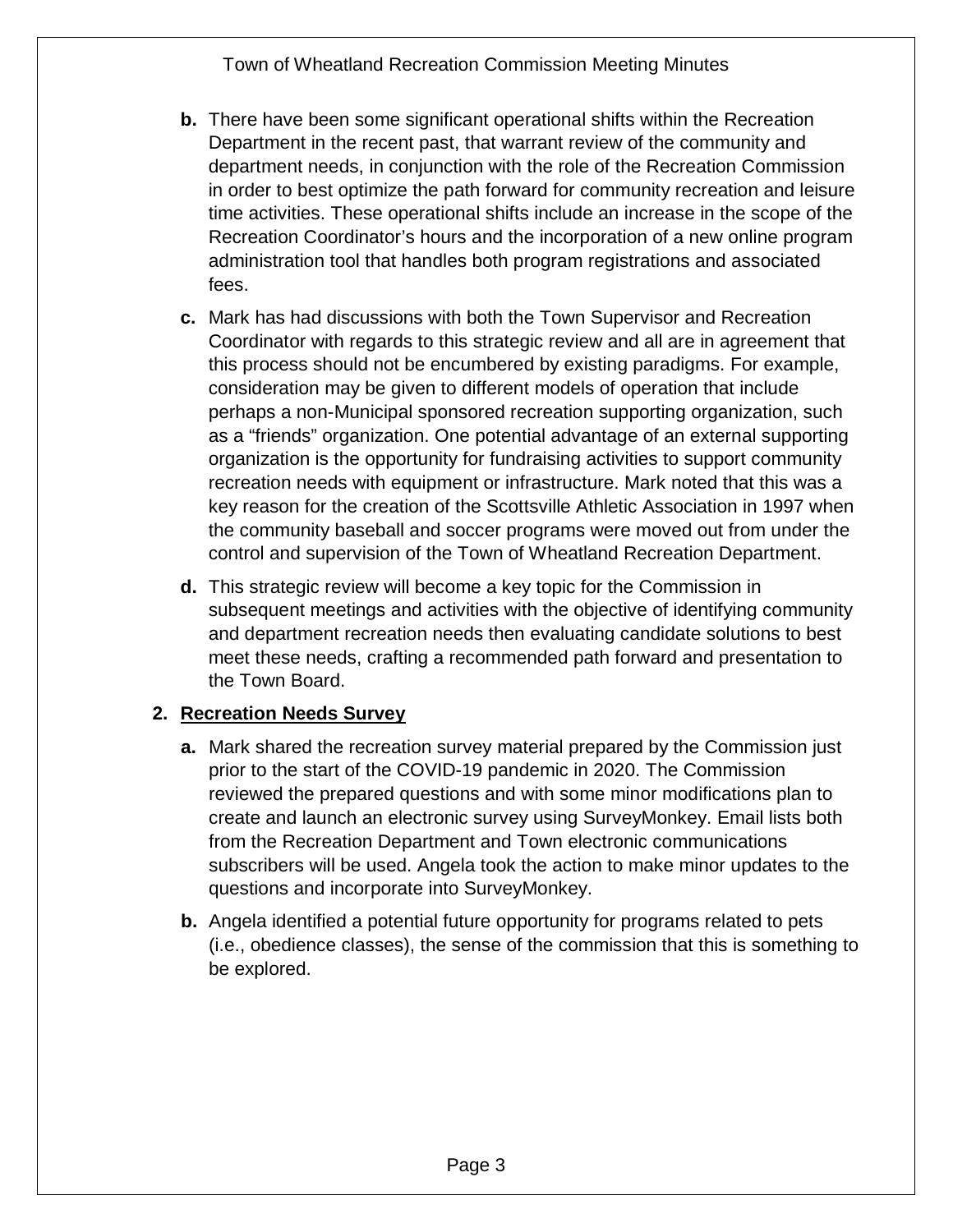- **b.** There have been some significant operational shifts within the Recreation Department in the recent past, that warrant review of the community and department needs, in conjunction with the role of the Recreation Commission in order to best optimize the path forward for community recreation and leisure time activities. These operational shifts include an increase in the scope of the Recreation Coordinator's hours and the incorporation of a new online program administration tool that handles both program registrations and associated fees.
- **c.** Mark has had discussions with both the Town Supervisor and Recreation Coordinator with regards to this strategic review and all are in agreement that this process should not be encumbered by existing paradigms. For example, consideration may be given to different models of operation that include perhaps a non-Municipal sponsored recreation supporting organization, such as a "friends" organization. One potential advantage of an external supporting organization is the opportunity for fundraising activities to support community recreation needs with equipment or infrastructure. Mark noted that this was a key reason for the creation of the Scottsville Athletic Association in 1997 when the community baseball and soccer programs were moved out from under the control and supervision of the Town of Wheatland Recreation Department.
- **d.** This strategic review will become a key topic for the Commission in subsequent meetings and activities with the objective of identifying community and department recreation needs then evaluating candidate solutions to best meet these needs, crafting a recommended path forward and presentation to the Town Board.

**2. <u>Recreation Needs Survey</u>**

- **a.** Mark shared the recreation survey material prepared by the Commission just prior to the start of the COVID-19 pandemic in 2020. The Commission reviewed the prepared questions and with some minor modifications plan to create and launch an electronic survey using SurveyMonkey. Email lists both from the Recreation Department and Town electronic communications subscribers will be used. Angela took the action to make minor updates to the questions and incorporate into SurveyMonkey.
- **b.** Angela identified a potential future opportunity for programs related to pets (i.e., obedience classes), the sense of the commission that this is something to be explored.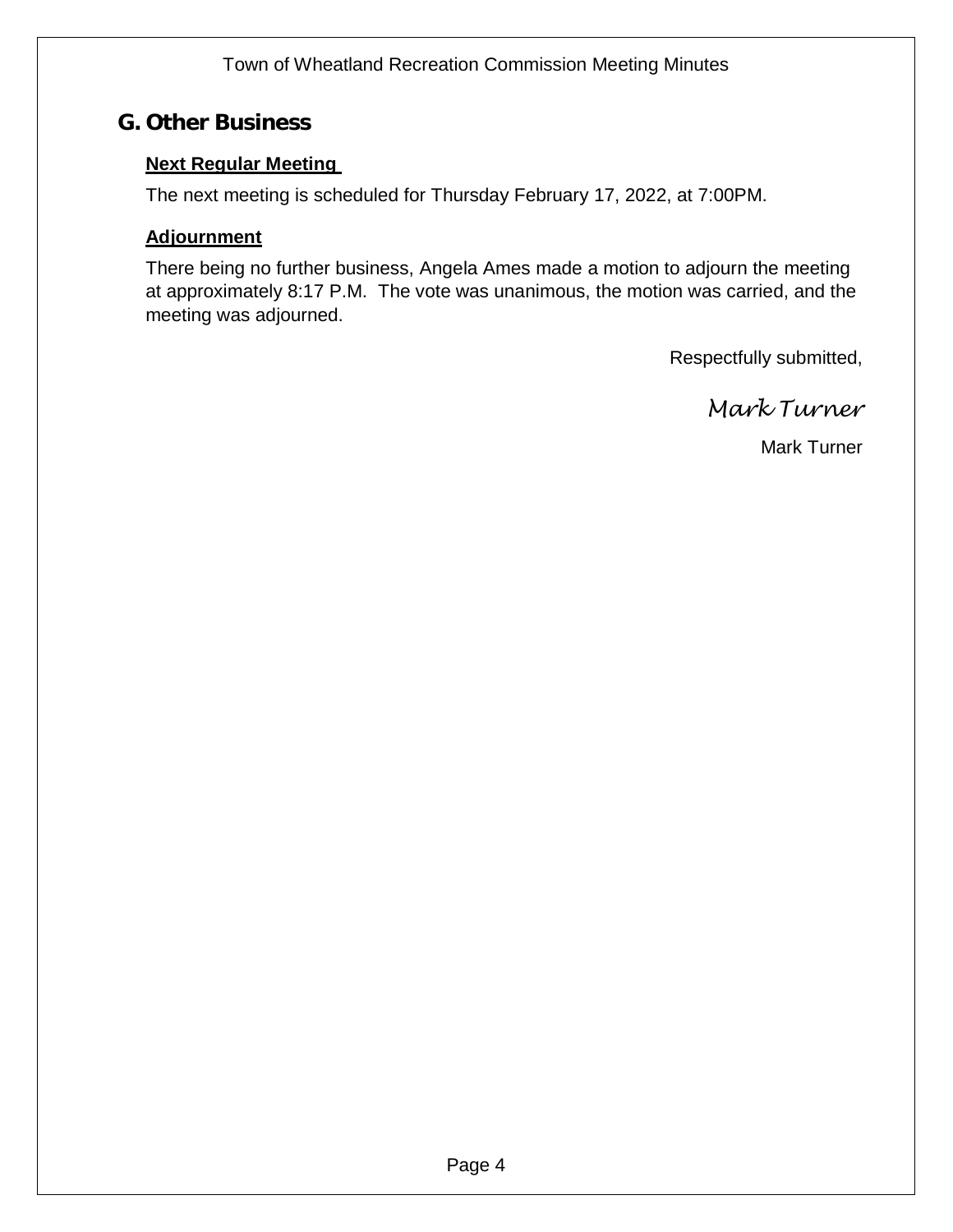## G. Other Business

**Next Regular Meeting**

The next meeting is scheduled for Thursday February 17, 2022, at 7:00PM.

**Adjournment**

There being no further business, Angela Ames made a motion to adjourn the meeting at approximately 8:17 P.M. The vote was unanimous, the motion was carried, and the meeting was adjourned.

Respectfully submitted,

*Mark Turner*

Mark Turner